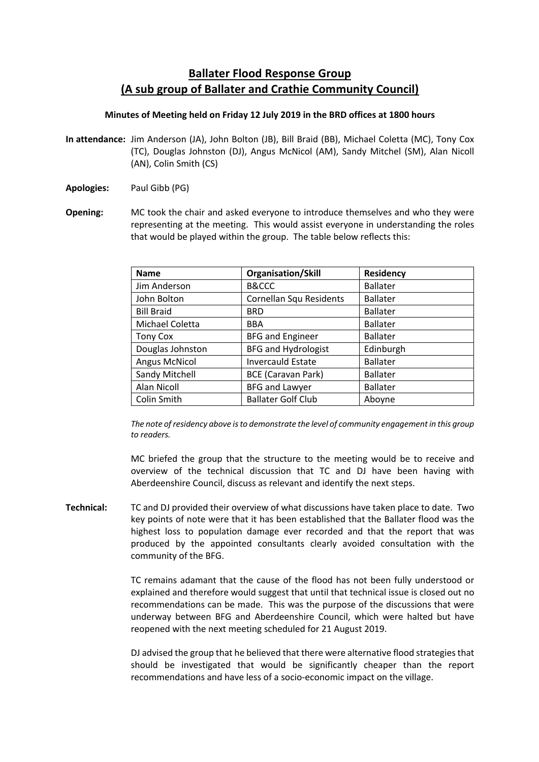# Ballater Flood Response Group
## (A sub group of Ballater and Crathie Community Council)

**Minutes of Meeting held on Friday 12 July 2019 in the BRD offices at 1800 hours**

**In attendance:** Jim Anderson (JA), John Bolton (JB), Bill Braid (BB), Michael Coletta (MC), Tony Cox (TC), Douglas Johnston (DJ), Angus McNicol (AM), Sandy Mitchel (SM), Alan Nicoll (AN), Colin Smith (CS)

**Apologies:** Paul Gibb (PG)

**Opening:** MC took the chair and asked everyone to introduce themselves and who they were representing at the meeting. This would assist everyone in understanding the roles that would be played within the group. The table below reflects this:

| Name | Organisation/Skill | Residency |
| --- | --- | --- |
| Jim Anderson | B&CCC | Ballater |
| John Bolton | Cornellan Squ Residents | Ballater |
| Bill Braid | BRD | Ballater |
| Michael Coletta | BBA | Ballater |
| Tony Cox | BFG and Engineer | Ballater |
| Douglas Johnston | BFG and Hydrologist | Edinburgh |
| Angus McNicol | Invercauld Estate | Ballater |
| Sandy Mitchell | BCE (Caravan Park) | Ballater |
| Alan Nicoll | BFG and Lawyer | Ballater |
| Colin Smith | Ballater Golf Club | Aboyne |

*The note of residency above is to demonstrate the level of community engagement in this group to readers.*

MC briefed the group that the structure to the meeting would be to receive and overview of the technical discussion that TC and DJ have been having with Aberdeenshire Council, discuss as relevant and identify the next steps.

**Technical:** TC and DJ provided their overview of what discussions have taken place to date. Two key points of note were that it has been established that the Ballater flood was the highest loss to population damage ever recorded and that the report that was produced by the appointed consultants clearly avoided consultation with the community of the BFG.

TC remains adamant that the cause of the flood has not been fully understood or explained and therefore would suggest that until that technical issue is closed out no recommendations can be made. This was the purpose of the discussions that were underway between BFG and Aberdeenshire Council, which were halted but have reopened with the next meeting scheduled for 21 August 2019.

DJ advised the group that he believed that there were alternative flood strategies that should be investigated that would be significantly cheaper than the report recommendations and have less of a socio-economic impact on the village.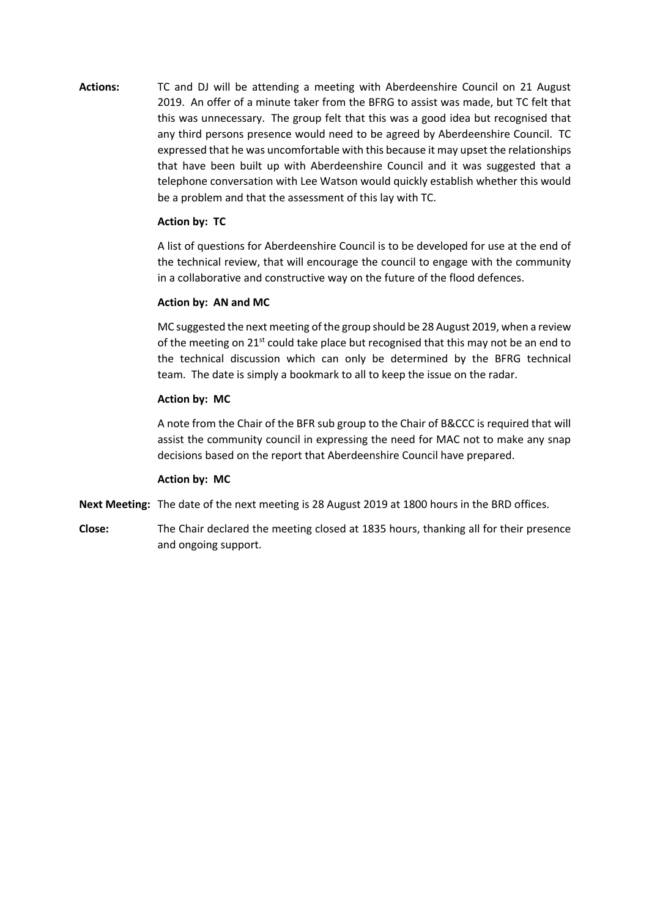**Actions:** TC and DJ will be attending a meeting with Aberdeenshire Council on 21 August 2019. An offer of a minute taker from the BFRG to assist was made, but TC felt that this was unnecessary. The group felt that this was a good idea but recognised that any third persons presence would need to be agreed by Aberdeenshire Council. TC expressed that he was uncomfortable with this because it may upset the relationships that have been built up with Aberdeenshire Council and it was suggested that a telephone conversation with Lee Watson would quickly establish whether this would be a problem and that the assessment of this lay with TC.

**Action by: TC**

A list of questions for Aberdeenshire Council is to be developed for use at the end of the technical review, that will encourage the council to engage with the community in a collaborative and constructive way on the future of the flood defences.

**Action by: AN and MC**

MC suggested the next meeting of the group should be 28 August 2019, when a review of the meeting on 21st could take place but recognised that this may not be an end to the technical discussion which can only be determined by the BFRG technical team. The date is simply a bookmark to all to keep the issue on the radar.

**Action by: MC**

A note from the Chair of the BFR sub group to the Chair of B&CCC is required that will assist the community council in expressing the need for MAC not to make any snap decisions based on the report that Aberdeenshire Council have prepared.

**Action by: MC**

**Next Meeting:** The date of the next meeting is 28 August 2019 at 1800 hours in the BRD offices.

**Close:** The Chair declared the meeting closed at 1835 hours, thanking all for their presence and ongoing support.